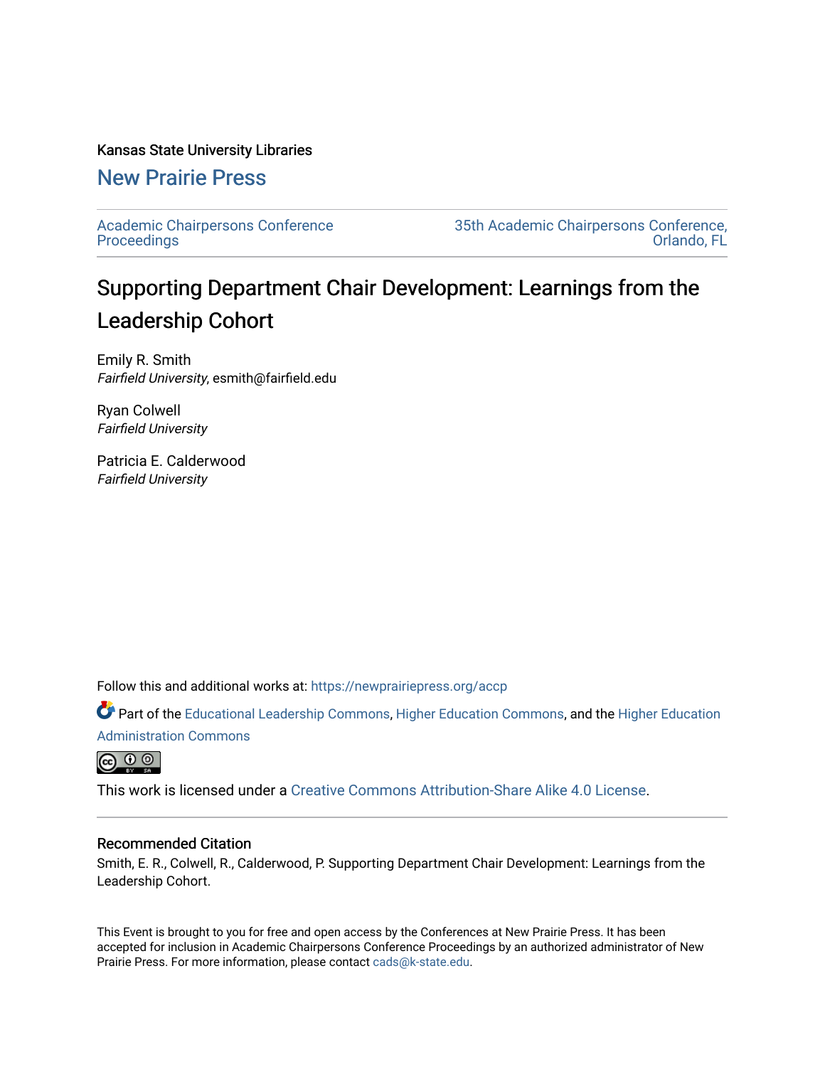Kansas State University Libraries

# New Prairie Press

Academic Chairpersons Conference Proceedings

35th Academic Chairpersons Conference, Orlando, FL

# Supporting Department Chair Development: Learnings from the Leadership Cohort

Emily R. Smith
*Fairfield University*, esmith@fairfield.edu

Ryan Colwell
*Fairfield University*

Patricia E. Calderwood
*Fairfield University*

Follow this and additional works at: https://newprairiepress.org/accp

Part of the Educational Leadership Commons, Higher Education Commons, and the Higher Education Administration Commons

This work is licensed under a Creative Commons Attribution-Share Alike 4.0 License.

## Recommended Citation

Smith, E. R., Colwell, R., Calderwood, P. Supporting Department Chair Development: Learnings from the Leadership Cohort.

This Event is brought to you for free and open access by the Conferences at New Prairie Press. It has been accepted for inclusion in Academic Chairpersons Conference Proceedings by an authorized administrator of New Prairie Press. For more information, please contact cads@k-state.edu.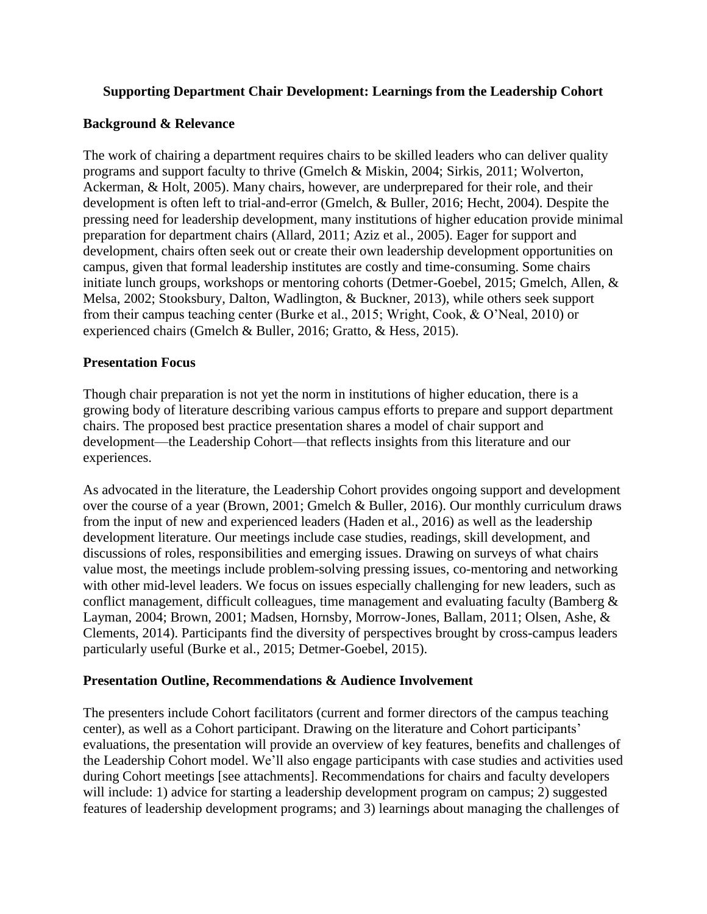**Supporting Department Chair Development: Learnings from the Leadership Cohort**

**Background & Relevance**

The work of chairing a department requires chairs to be skilled leaders who can deliver quality programs and support faculty to thrive (Gmelch & Miskin, 2004; Sirkis, 2011; Wolverton, Ackerman, & Holt, 2005). Many chairs, however, are underprepared for their role, and their development is often left to trial-and-error (Gmelch, & Buller, 2016; Hecht, 2004). Despite the pressing need for leadership development, many institutions of higher education provide minimal preparation for department chairs (Allard, 2011; Aziz et al., 2005). Eager for support and development, chairs often seek out or create their own leadership development opportunities on campus, given that formal leadership institutes are costly and time-consuming. Some chairs initiate lunch groups, workshops or mentoring cohorts (Detmer-Goebel, 2015; Gmelch, Allen, & Melsa, 2002; Stooksbury, Dalton, Wadlington, & Buckner, 2013), while others seek support from their campus teaching center (Burke et al., 2015; Wright, Cook, & O'Neal, 2010) or experienced chairs (Gmelch & Buller, 2016; Gratto, & Hess, 2015).

**Presentation Focus**

Though chair preparation is not yet the norm in institutions of higher education, there is a growing body of literature describing various campus efforts to prepare and support department chairs. The proposed best practice presentation shares a model of chair support and development—the Leadership Cohort—that reflects insights from this literature and our experiences.

As advocated in the literature, the Leadership Cohort provides ongoing support and development over the course of a year (Brown, 2001; Gmelch & Buller, 2016). Our monthly curriculum draws from the input of new and experienced leaders (Haden et al., 2016) as well as the leadership development literature. Our meetings include case studies, readings, skill development, and discussions of roles, responsibilities and emerging issues. Drawing on surveys of what chairs value most, the meetings include problem-solving pressing issues, co-mentoring and networking with other mid-level leaders. We focus on issues especially challenging for new leaders, such as conflict management, difficult colleagues, time management and evaluating faculty (Bamberg & Layman, 2004; Brown, 2001; Madsen, Hornsby, Morrow-Jones, Ballam, 2011; Olsen, Ashe, & Clements, 2014). Participants find the diversity of perspectives brought by cross-campus leaders particularly useful (Burke et al., 2015; Detmer-Goebel, 2015).

**Presentation Outline, Recommendations & Audience Involvement**

The presenters include Cohort facilitators (current and former directors of the campus teaching center), as well as a Cohort participant. Drawing on the literature and Cohort participants' evaluations, the presentation will provide an overview of key features, benefits and challenges of the Leadership Cohort model. We'll also engage participants with case studies and activities used during Cohort meetings [see attachments]. Recommendations for chairs and faculty developers will include: 1) advice for starting a leadership development program on campus; 2) suggested features of leadership development programs; and 3) learnings about managing the challenges of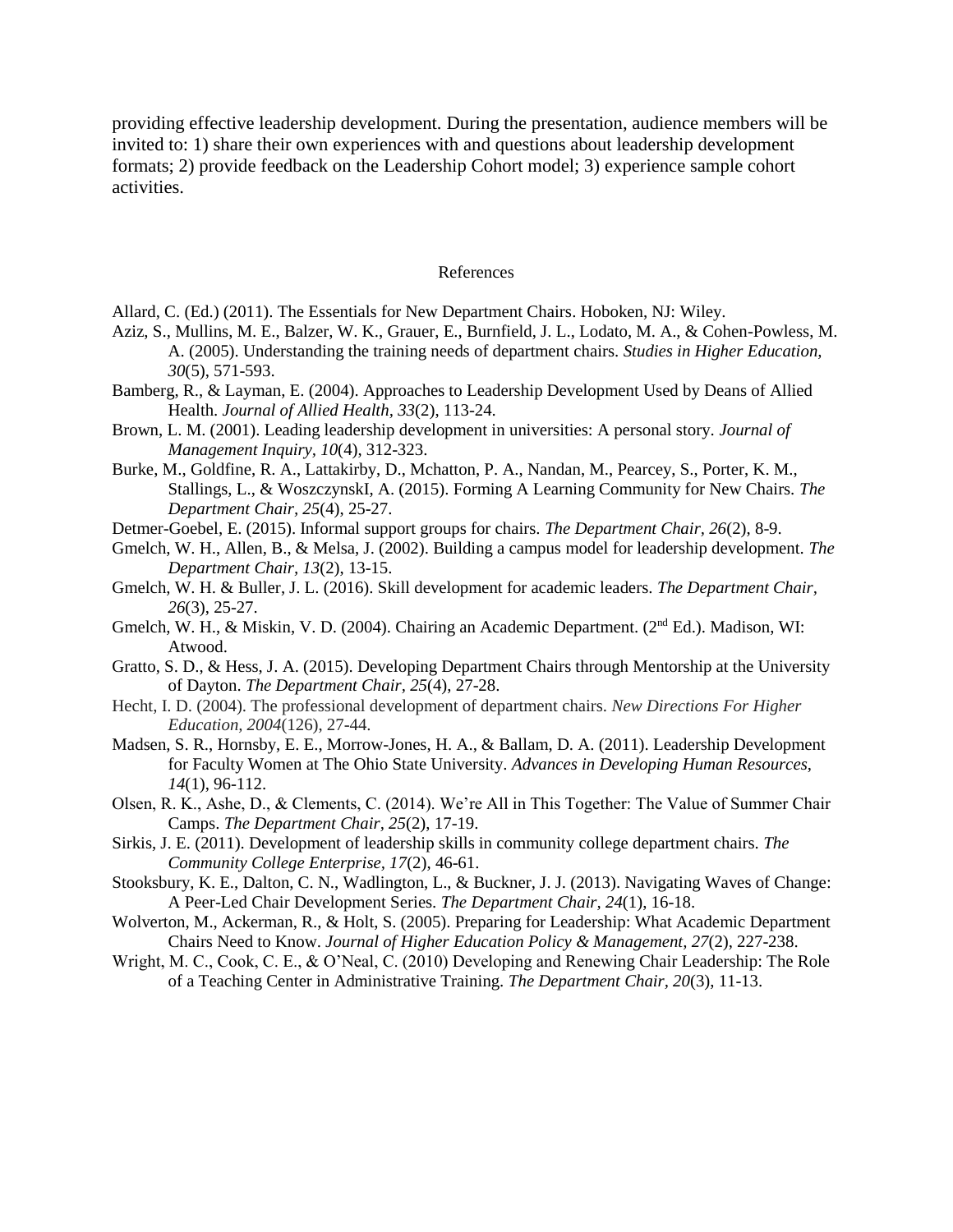providing effective leadership development. During the presentation, audience members will be invited to: 1) share their own experiences with and questions about leadership development formats; 2) provide feedback on the Leadership Cohort model; 3) experience sample cohort activities.

## References

Allard, C. (Ed.) (2011). The Essentials for New Department Chairs. Hoboken, NJ: Wiley.

Aziz, S., Mullins, M. E., Balzer, W. K., Grauer, E., Burnfield, J. L., Lodato, M. A., & Cohen-Powless, M. A. (2005). Understanding the training needs of department chairs. *Studies in Higher Education, 30*(5), 571-593.

Bamberg, R., & Layman, E. (2004). Approaches to Leadership Development Used by Deans of Allied Health. *Journal of Allied Health, 33*(2), 113-24.

Brown, L. M. (2001). Leading leadership development in universities: A personal story. *Journal of Management Inquiry, 10*(4), 312-323.

Burke, M., Goldfine, R. A., Lattakirby, D., Mchatton, P. A., Nandan, M., Pearcey, S., Porter, K. M., Stallings, L., & WoszczynskI, A. (2015). Forming A Learning Community for New Chairs. *The Department Chair, 25*(4), 25-27.

Detmer-Goebel, E. (2015). Informal support groups for chairs. *The Department Chair, 26*(2), 8-9.

Gmelch, W. H., Allen, B., & Melsa, J. (2002). Building a campus model for leadership development. *The Department Chair, 13*(2), 13-15.

Gmelch, W. H. & Buller, J. L. (2016). Skill development for academic leaders. *The Department Chair, 26*(3), 25-27.

Gmelch, W. H., & Miskin, V. D. (2004). Chairing an Academic Department. (2nd Ed.). Madison, WI: Atwood.

Gratto, S. D., & Hess, J. A. (2015). Developing Department Chairs through Mentorship at the University of Dayton. *The Department Chair, 25*(4), 27-28.

Hecht, I. D. (2004). The professional development of department chairs. *New Directions For Higher Education, 2004*(126), 27-44.

Madsen, S. R., Hornsby, E. E., Morrow-Jones, H. A., & Ballam, D. A. (2011). Leadership Development for Faculty Women at The Ohio State University. *Advances in Developing Human Resources, 14*(1), 96-112.

Olsen, R. K., Ashe, D., & Clements, C. (2014). We're All in This Together: The Value of Summer Chair Camps. *The Department Chair, 25*(2), 17-19.

Sirkis, J. E. (2011). Development of leadership skills in community college department chairs. *The Community College Enterprise, 17*(2), 46-61.

Stooksbury, K. E., Dalton, C. N., Wadlington, L., & Buckner, J. J. (2013). Navigating Waves of Change: A Peer-Led Chair Development Series. *The Department Chair, 24*(1), 16-18.

Wolverton, M., Ackerman, R., & Holt, S. (2005). Preparing for Leadership: What Academic Department Chairs Need to Know. *Journal of Higher Education Policy & Management, 27*(2), 227-238.

Wright, M. C., Cook, C. E., & O'Neal, C. (2010) Developing and Renewing Chair Leadership: The Role of a Teaching Center in Administrative Training. *The Department Chair, 20*(3), 11-13.